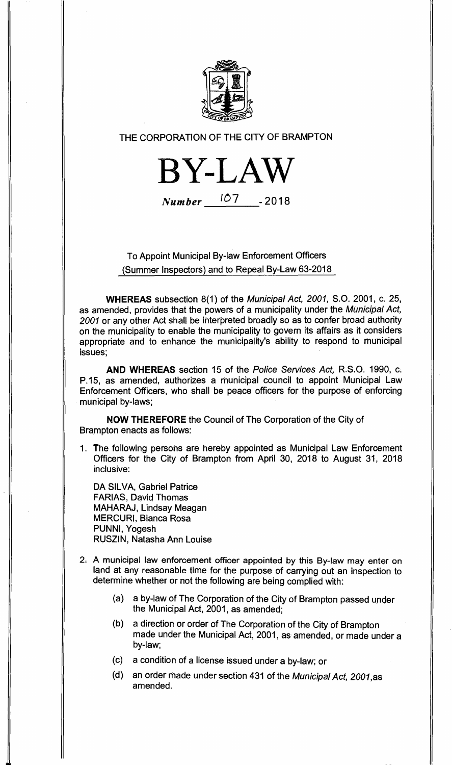THE CORPORATION OF THE CITY OF BRAMPTON

# BY-LAW

*Number* 107 - 2018

## To Appoint Municipal By-law Enforcement Officers (Summer Inspectors) and to Repeal By-Law 63-2018

**WHEREAS** subsection 8(1) of the *Municipal Act, 2001,* S.O. 2001, c. 25, as amended, provides that the powers of a municipality under the *Municipal Act, 2001* or any other Act shall be interpreted broadly so as to confer broad authority on the municipality to enable the municipality to govern its affairs as it considers appropriate and to enhance the municipality's ability to respond to municipal issues;

**AND WHEREAS** section 15 of the *Police Services Act,* R.S.O. 1990, c. P.15, as amended, authorizes a municipal council to appoint Municipal Law Enforcement Officers, who shall be peace officers for the purpose of enforcing municipal by-laws;

**NOW THEREFORE** the Council of The Corporation of the City of Brampton enacts as follows:

1. The following persons are hereby appointed as Municipal Law Enforcement Officers for the City of Brampton from April 30, 2018 to August 31, 2018 inclusive:

   DA SILVA, Gabriel Patrice
   FARIAS, David Thomas
   MAHARAJ, Lindsay Meagan
   MERCURI, Bianca Rosa
   PUNNI, Yogesh
   RUSZIN, Natasha Ann Louise

2. A municipal law enforcement officer appointed by this By-law may enter on land at any reasonable time for the purpose of carrying out an inspection to determine whether or not the following are being complied with:

   (a) a by-law of The Corporation of the City of Brampton passed under the Municipal Act, 2001, as amended;

   (b) a direction or order of The Corporation of the City of Brampton made under the Municipal Act, 2001, as amended, or made under a by-law;

   (c) a condition of a license issued under a by-law; or

   (d) an order made under section 431 of the *Municipal Act, 2001,*as amended.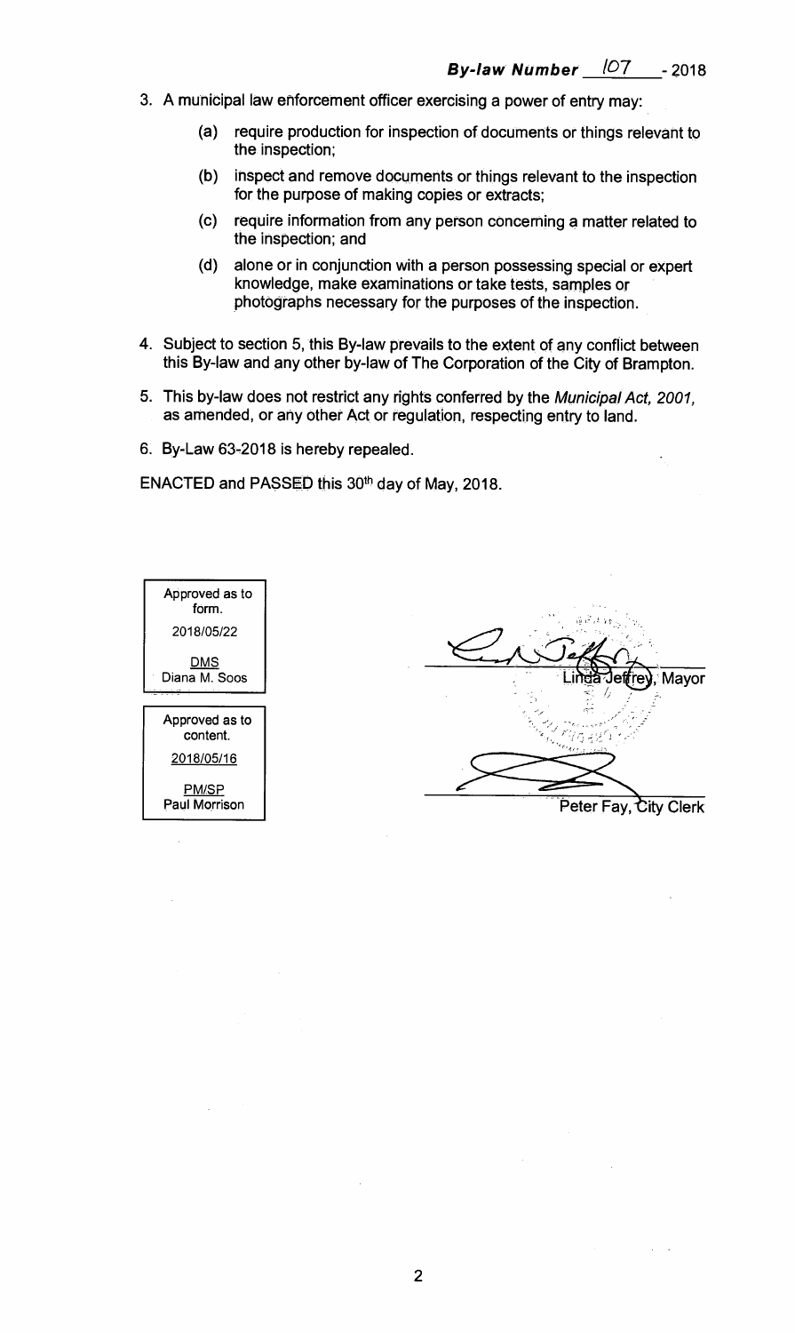**By-law Number 107 - 2018**

3. A municipal law enforcement officer exercising a power of entry may:

   (a) require production for inspection of documents or things relevant to the inspection;

   (b) inspect and remove documents or things relevant to the inspection for the purpose of making copies or extracts;

   (c) require information from any person concerning a matter related to the inspection; and

   (d) alone or in conjunction with a person possessing special or expert knowledge, make examinations or take tests, samples or photographs necessary for the purposes of the inspection.

4. Subject to section 5, this By-law prevails to the extent of any conflict between this By-law and any other by-law of The Corporation of the City of Brampton.

5. This by-law does not restrict any rights conferred by the *Municipal Act, 2001*, as amended, or any other Act or regulation, respecting entry to land.

6. By-Law 63-2018 is hereby repealed.

ENACTED and PASSED this 30th day of May, 2018.

Approved as to form.
2018/05/22
DMS
Diana M. Soos

Approved as to content.
2018/05/16
PM/SP
Paul Morrison

Linda Jeffrey, Mayor

Peter Fay, City Clerk